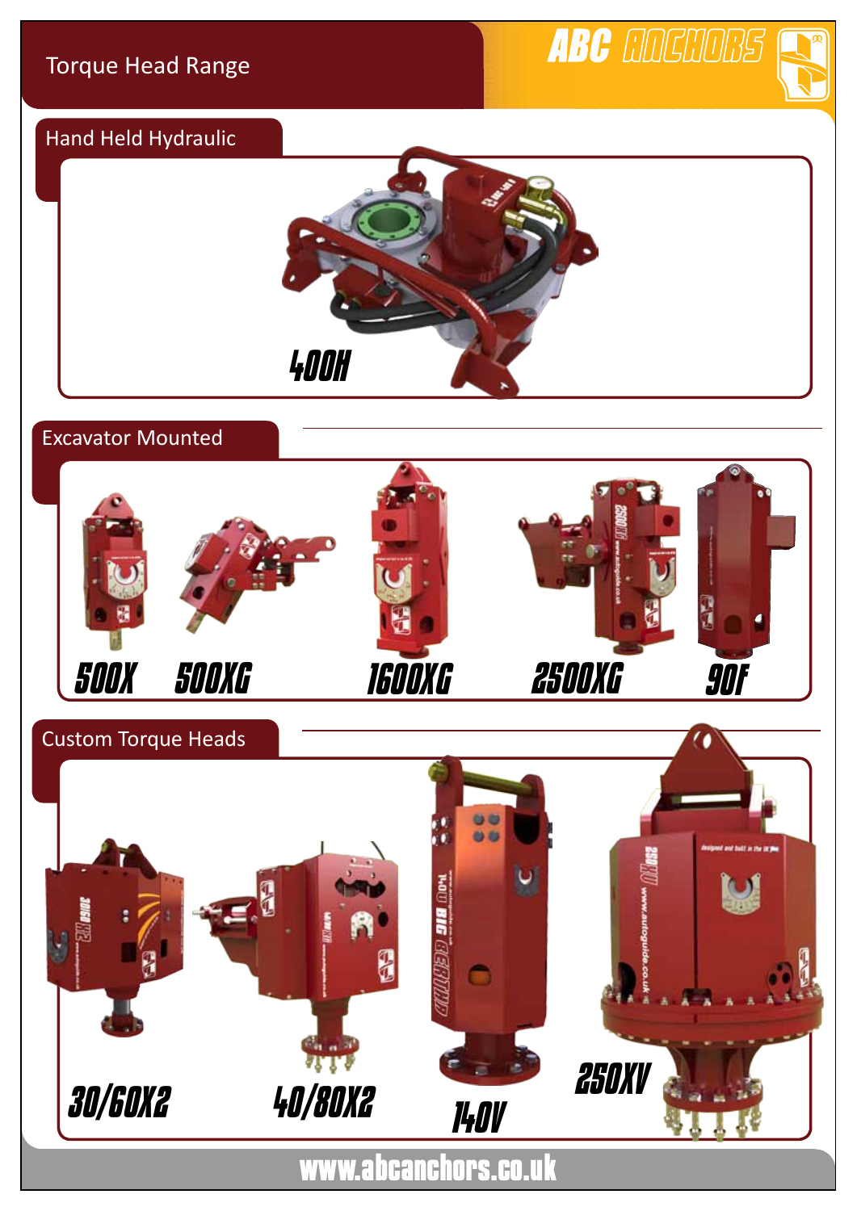# Torque Head Range

ABC ANCHORS

## Hand Held Hydraulic

400H

## Excavator Mounted

500X

500XG

1600XG

2500XG

90F

## Custom Torque Heads

30/60X2

40/80X2

140V

250XV

www.abcanchors.co.uk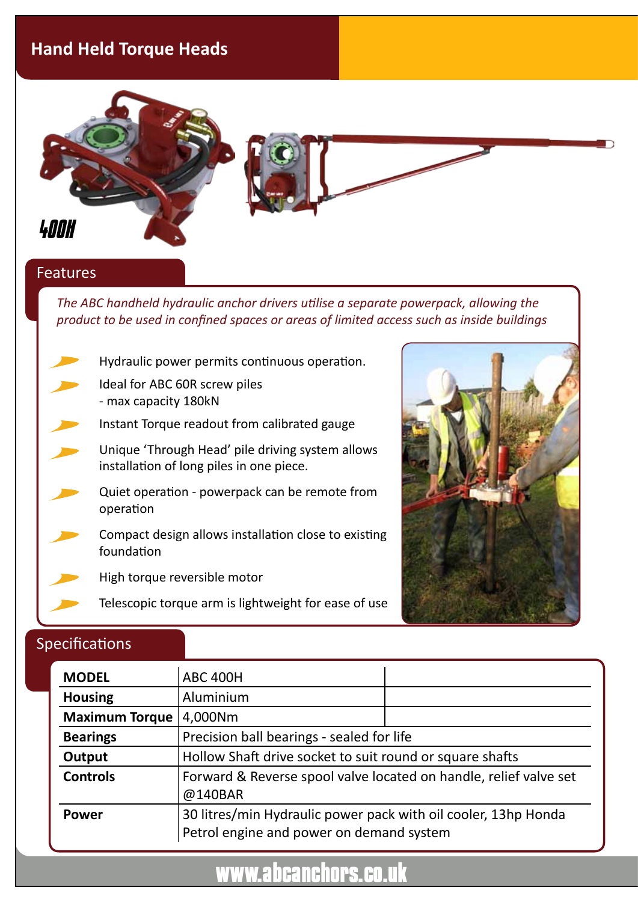# Hand Held Torque Heads

400H

## Features

*The ABC handheld hydraulic anchor drivers utilise a separate powerpack, allowing the product to be used in confined spaces or areas of limited access such as inside buildings*

- Hydraulic power permits continuous operation.
- Ideal for ABC 60R screw piles
  - max capacity 180kN
- Instant Torque readout from calibrated gauge
- Unique 'Through Head' pile driving system allows installation of long piles in one piece.
- Quiet operation - powerpack can be remote from operation
- Compact design allows installation close to existing foundation
- High torque reversible motor
- Telescopic torque arm is lightweight for ease of use

## Specifications

| **MODEL** | ABC 400H | |
|---|---|---|
| **Housing** | Aluminium | |
| **Maximum Torque** | 4,000Nm | |
| **Bearings** | Precision ball bearings - sealed for life | |
| **Output** | Hollow Shaft drive socket to suit round or square shafts | |
| **Controls** | Forward & Reverse spool valve located on handle, relief valve set @140BAR | |
| **Power** | 30 litres/min Hydraulic power pack with oil cooler, 13hp Honda Petrol engine and power on demand system | |

www.abcanchors.co.uk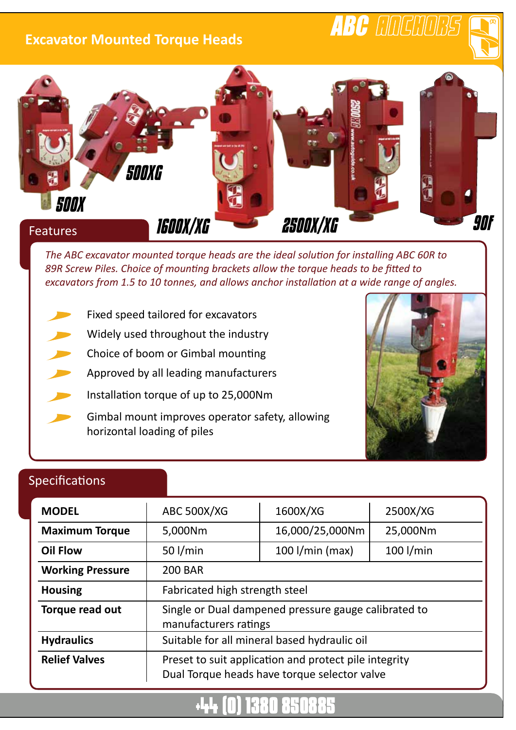# Excavator Mounted Torque Heads

ABC ANCHORS

500X

500XG

1600X/XG

2500X/XG

90F

## Features

*The ABC excavator mounted torque heads are the ideal solution for installing ABC 60R to 89R Screw Piles. Choice of mounting brackets allow the torque heads to be fitted to excavators from 1.5 to 10 tonnes, and allows anchor installation at a wide range of angles.*

- Fixed speed tailored for excavators
- Widely used throughout the industry
- Choice of boom or Gimbal mounting
- Approved by all leading manufacturers
- Installation torque of up to 25,000Nm
- Gimbal mount improves operator safety, allowing horizontal loading of piles

## Specifications

| MODEL | ABC 500X/XG | 1600X/XG | 2500X/XG |
|---|---|---|---|
| **Maximum Torque** | 5,000Nm | 16,000/25,000Nm | 25,000Nm |
| **Oil Flow** | 50 l/min | 100 l/min (max) | 100 l/min |
| **Working Pressure** | 200 BAR | | |
| **Housing** | Fabricated high strength steel | | |
| **Torque read out** | Single or Dual dampened pressure gauge calibrated to manufacturers ratings | | |
| **Hydraulics** | Suitable for all mineral based hydraulic oil | | |
| **Relief Valves** | Preset to suit application and protect pile integrity<br>Dual Torque heads have torque selector valve | | |

+44 (0) 1380 850885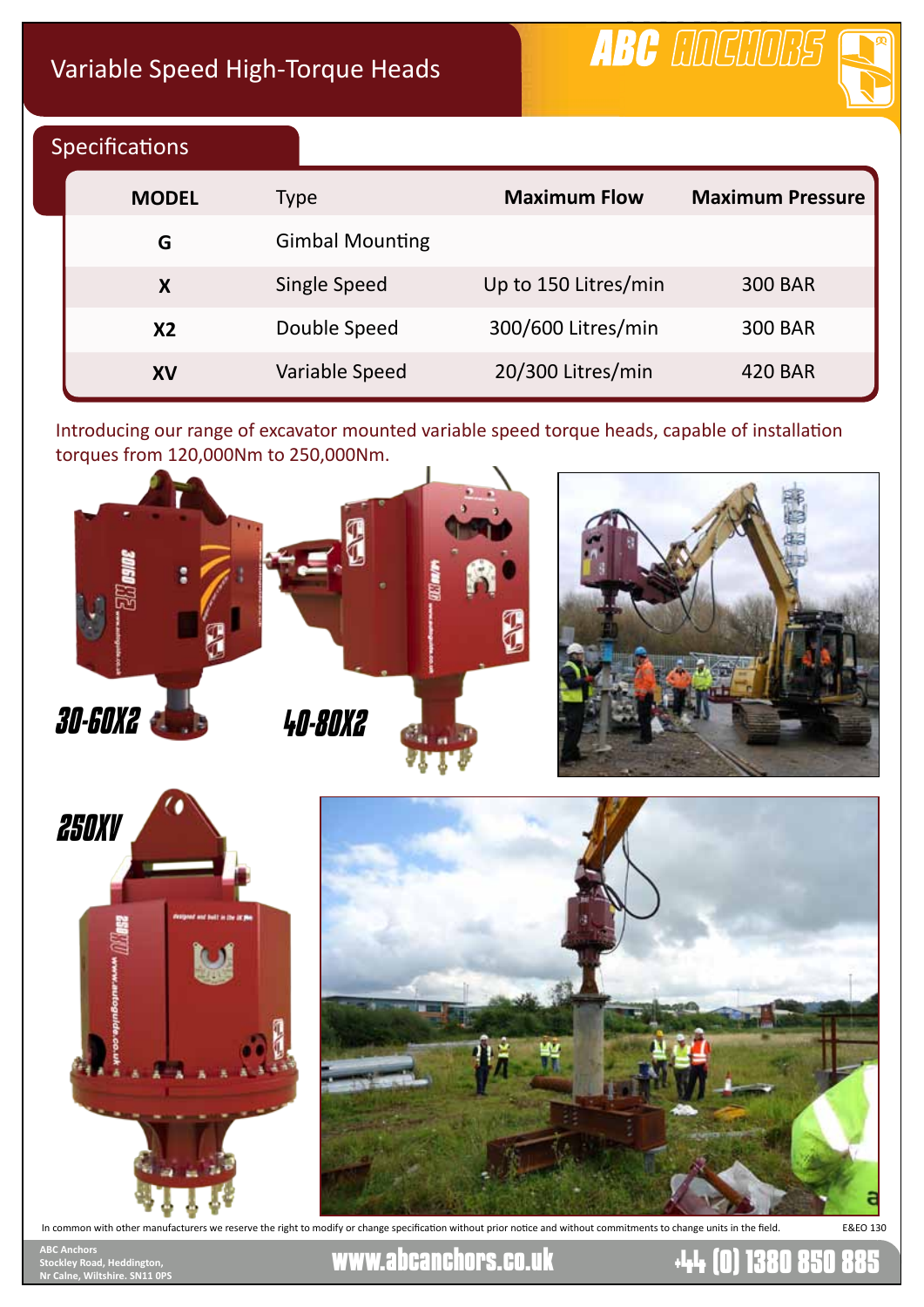# Variable Speed High-Torque Heads

ABC ANCHORS

## Specifications

| MODEL | Type | Maximum Flow | Maximum Pressure |
|---|---|---|---|
| G | Gimbal Mounting | | |
| X | Single Speed | Up to 150 Litres/min | 300 BAR |
| X2 | Double Speed | 300/600 Litres/min | 300 BAR |
| XV | Variable Speed | 20/300 Litres/min | 420 BAR |

Introducing our range of excavator mounted variable speed torque heads, capable of installation torques from 120,000Nm to 250,000Nm.

30-60X2

40-80X2

250XV

In common with other manufacturers we reserve the right to modify or change specification without prior notice and without commitments to change units in the field.

E&EO 130

ABC Anchors
Stockley Road, Heddington,
Nr Calne, Wiltshire. SN11 0PS

www.abcanchors.co.uk

+44 (0) 1380 850 885